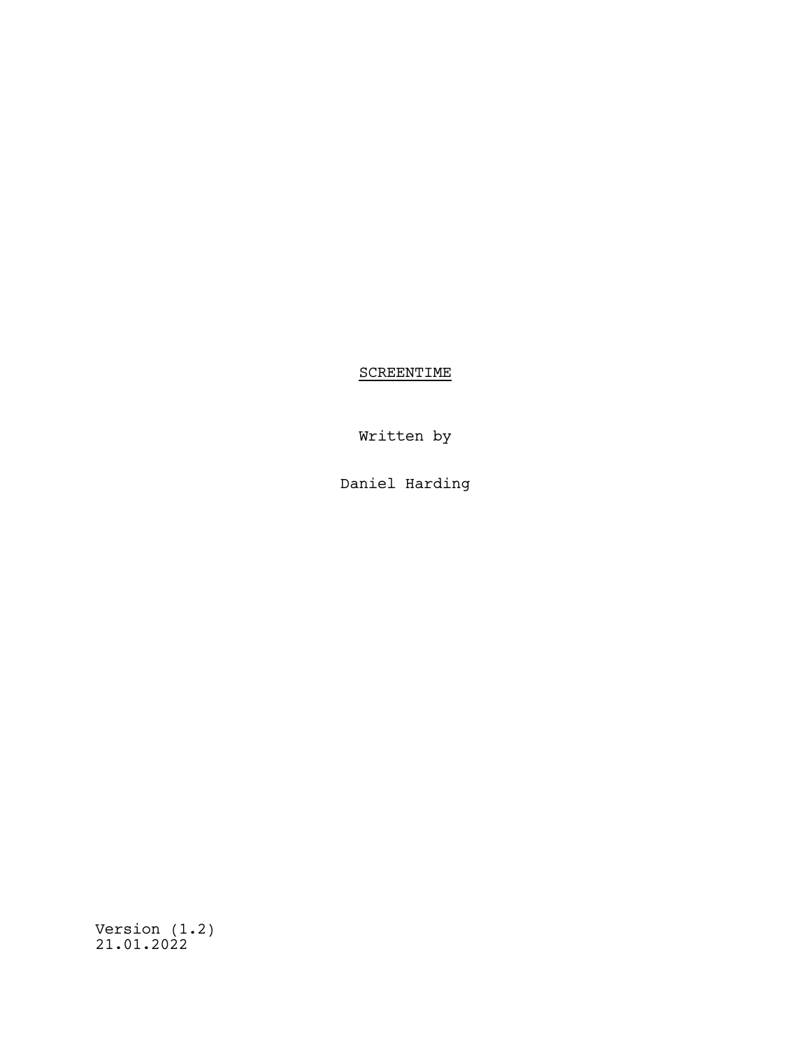# SCREENTIME

Written by

Daniel Harding

Version (1.2)
21.01.2022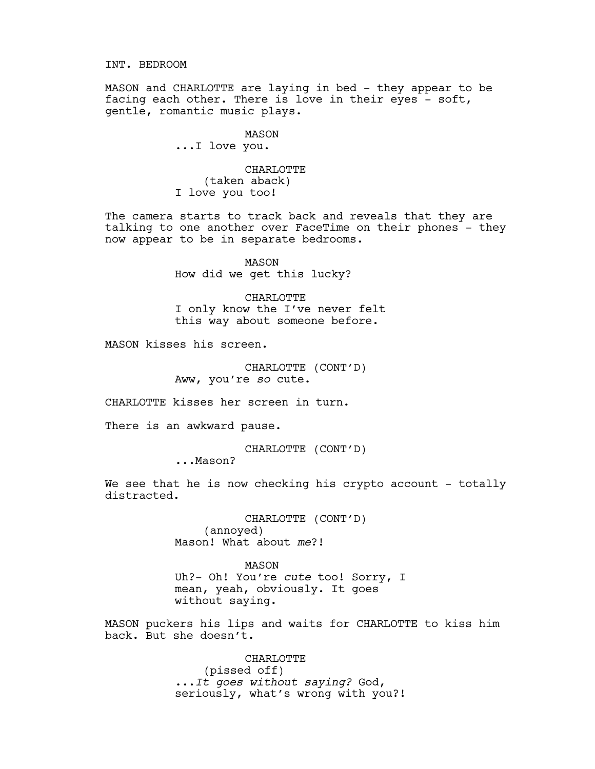INT. BEDROOM

MASON and CHARLOTTE are laying in bed - they appear to be facing each other. There is love in their eyes - soft, gentle, romantic music plays.

MASON
...I love you.

CHARLOTTE
(taken aback)
I love you too!

The camera starts to track back and reveals that they are talking to one another over FaceTime on their phones - they now appear to be in separate bedrooms.

MASON
How did we get this lucky?

CHARLOTTE
I only know the I've never felt this way about someone before.

MASON kisses his screen.

CHARLOTTE (CONT'D)
Aww, you're *so* cute.

CHARLOTTE kisses her screen in turn.

There is an awkward pause.

CHARLOTTE (CONT'D)
...Mason?

We see that he is now checking his crypto account - totally distracted.

CHARLOTTE (CONT'D)
(annoyed)
Mason! What about *me*?!

MASON
Uh?- Oh! You're *cute* too! Sorry, I mean, yeah, obviously. It goes without saying.

MASON puckers his lips and waits for CHARLOTTE to kiss him back. But she doesn't.

CHARLOTTE
(pissed off)
...*It goes without saying?* God, seriously, what's wrong with you?!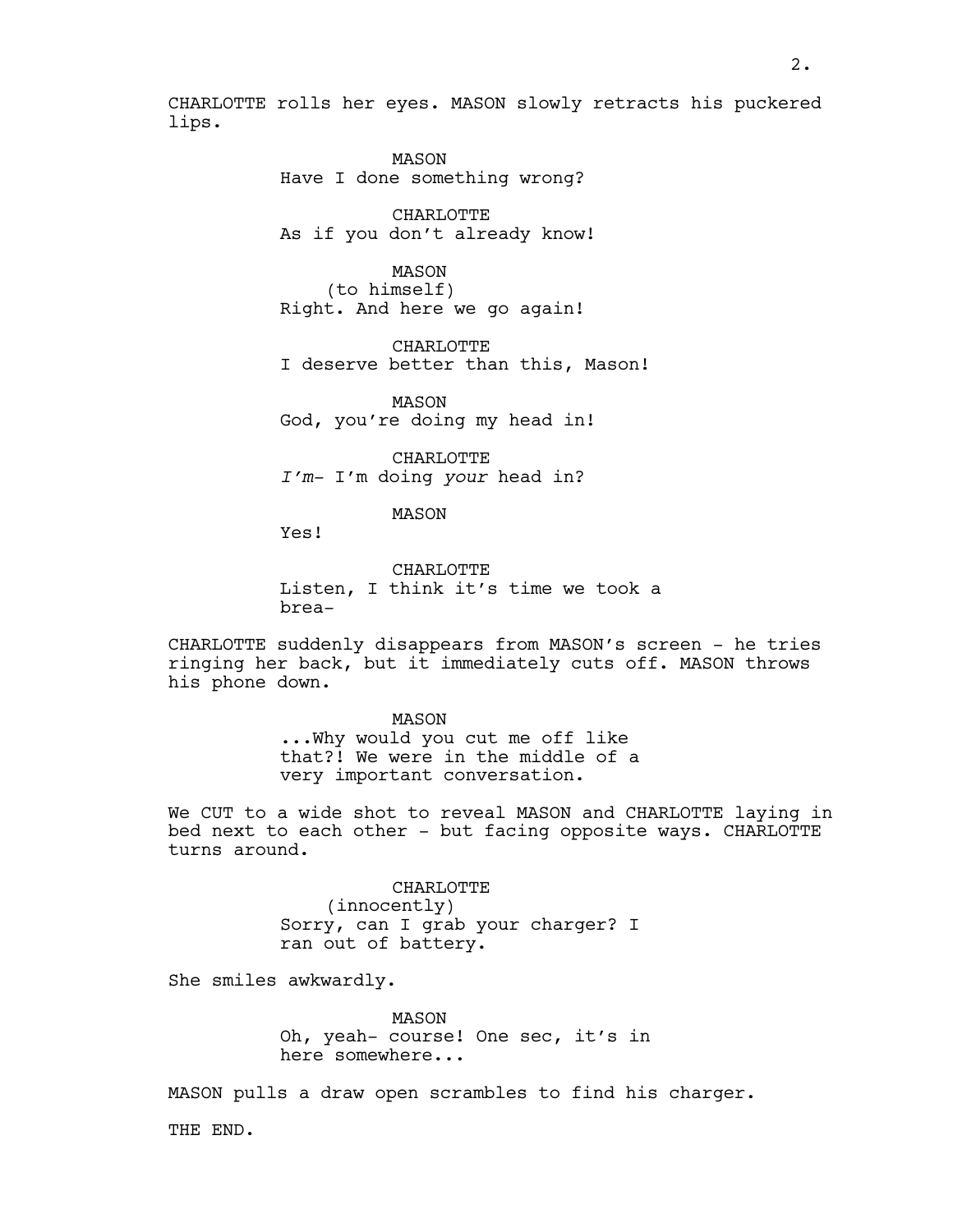CHARLOTTE rolls her eyes. MASON slowly retracts his puckered lips.

MASON
Have I done something wrong?

CHARLOTTE
As if you don't already know!

MASON
(to himself)
Right. And here we go again!

CHARLOTTE
I deserve better than this, Mason!

MASON
God, you're doing my head in!

CHARLOTTE
*I'm-* I'm doing *your* head in?

MASON
Yes!

CHARLOTTE
Listen, I think it's time we took a brea-

CHARLOTTE suddenly disappears from MASON's screen - he tries ringing her back, but it immediately cuts off. MASON throws his phone down.

MASON
...Why would you cut me off like that?! We were in the middle of a very important conversation.

We CUT to a wide shot to reveal MASON and CHARLOTTE laying in bed next to each other - but facing opposite ways. CHARLOTTE turns around.

CHARLOTTE
(innocently)
Sorry, can I grab your charger? I ran out of battery.

She smiles awkwardly.

MASON
Oh, yeah- course! One sec, it's in here somewhere...

MASON pulls a draw open scrambles to find his charger.

THE END.